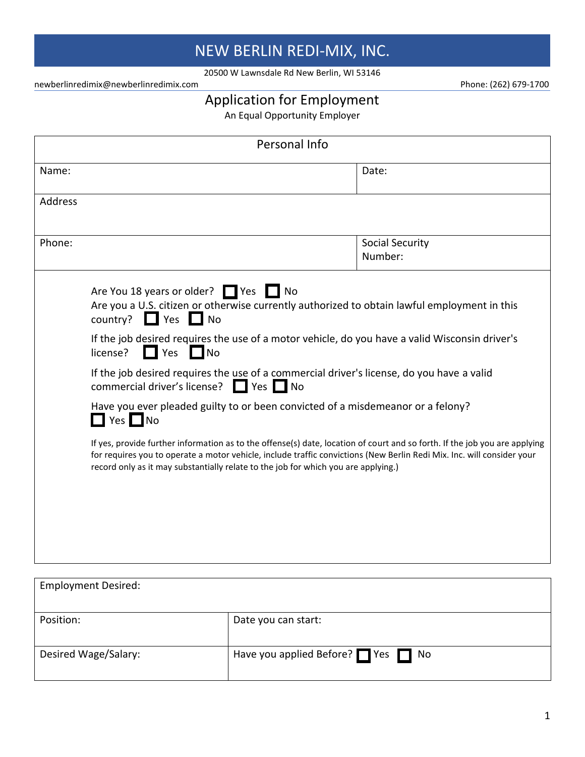# NEW BERLIN REDI-MIX, INC.

20500 W Lawnsdale Rd New Berlin, WI 53146

newberlinredimix@newberlinredimix.com

Phone: (262) 679-1700

## Application for Employment

An Equal Opportunity Employer

| Personal Info | |
|---|---|
| Name: | Date: |
| Address | |
| Phone: | Social Security Number: |

Are You 18 years or older? ☐ Yes ☐ No

Are you a U.S. citizen or otherwise currently authorized to obtain lawful employment in this country? ☐ Yes ☐ No

If the job desired requires the use of a motor vehicle, do you have a valid Wisconsin driver's license? ☐ Yes ☐ No

If the job desired requires the use of a commercial driver's license, do you have a valid commercial driver's license? ☐ Yes ☐ No

Have you ever pleaded guilty to or been convicted of a misdemeanor or a felony? ☐ Yes ☐ No

If yes, provide further information as to the offense(s) date, location of court and so forth. If the job you are applying for requires you to operate a motor vehicle, include traffic convictions (New Berlin Redi Mix. Inc. will consider your record only as it may substantially relate to the job for which you are applying.)

| Employment Desired: | |
|---|---|
| Position: | Date you can start: |
| Desired Wage/Salary: | Have you applied Before? ☐ Yes ☐ No |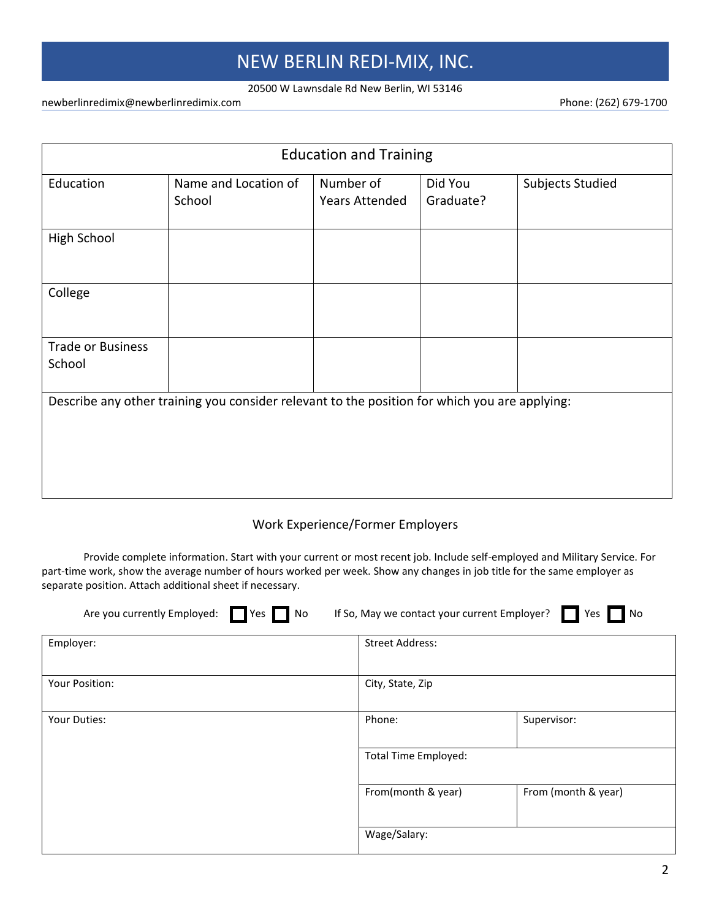# NEW BERLIN REDI-MIX, INC.

20500 W Lawnsdale Rd New Berlin, WI 53146

newberlinredimix@newberlinredimix.com Phone: (262) 679-1700

## Education and Training

| Education | Name and Location of School | Number of Years Attended | Did You Graduate? | Subjects Studied |
|---|---|---|---|---|
| High School | | | | |
| College | | | | |
| Trade or Business School | | | | |

Describe any other training you consider relevant to the position for which you are applying:

## Work Experience/Former Employers

Provide complete information. Start with your current or most recent job. Include self-employed and Military Service. For part-time work, show the average number of hours worked per week. Show any changes in job title for the same employer as separate position. Attach additional sheet if necessary.

Are you currently Employed: ☐ Yes ☐ No If So, May we contact your current Employer? ☐ Yes ☐ No

| Employer: | Street Address: | |
|---|---|---|
| Your Position: | City, State, Zip | |
| Your Duties: | Phone: | Supervisor: |
| | Total Time Employed: | |
| | From(month & year) | From (month & year) |
| | Wage/Salary: | |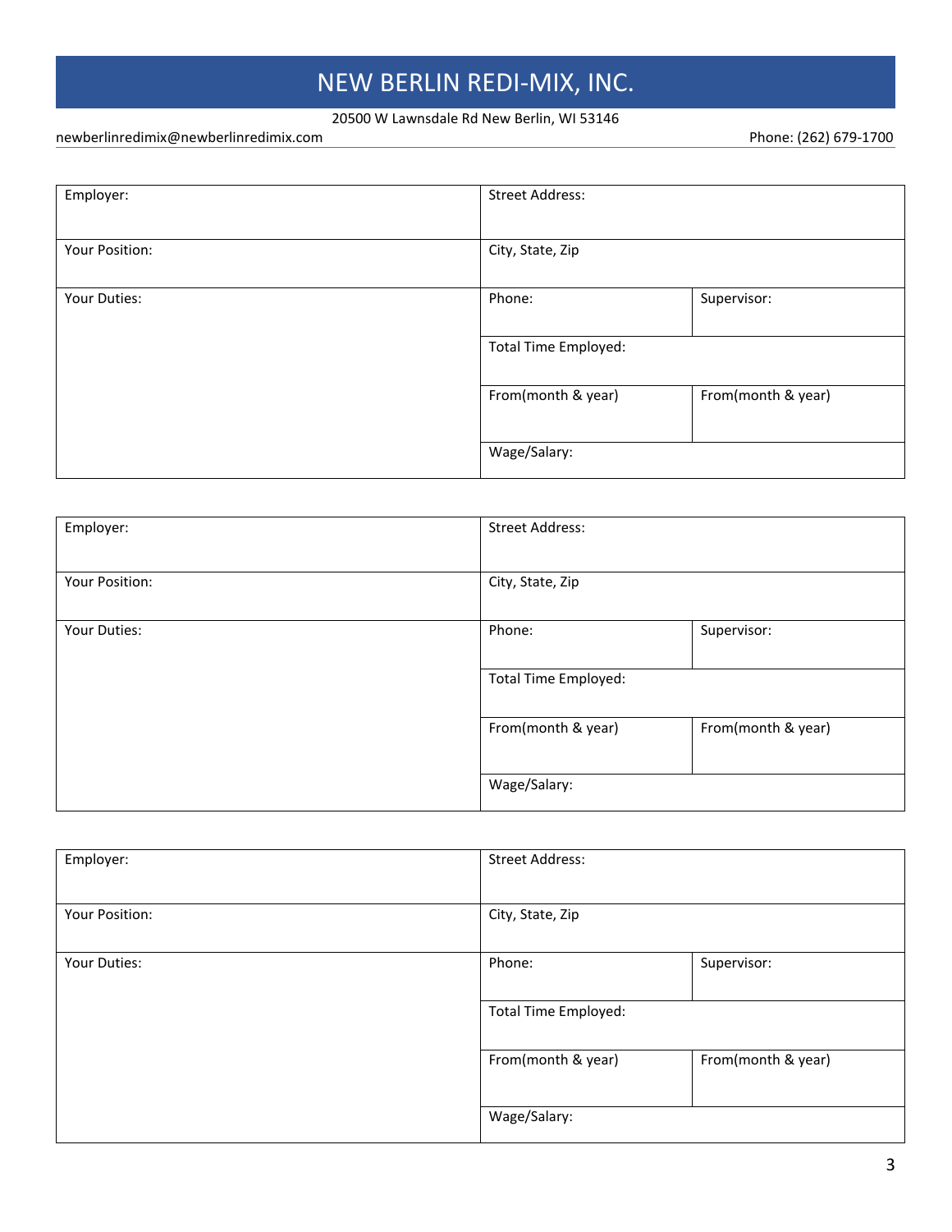# NEW BERLIN REDI-MIX, INC.

20500 W Lawnsdale Rd New Berlin, WI 53146

newberlinredimix@newberlinredimix.com | Phone: (262) 679-1700

| Employer: | Street Address: | |
|---|---|---|
| Your Position: | City, State, Zip | |
| Your Duties: | Phone: | Supervisor: |
| | Total Time Employed: | |
| | From(month & year) | From(month & year) |
| | Wage/Salary: | |

| Employer: | Street Address: | |
|---|---|---|
| Your Position: | City, State, Zip | |
| Your Duties: | Phone: | Supervisor: |
| | Total Time Employed: | |
| | From(month & year) | From(month & year) |
| | Wage/Salary: | |

| Employer: | Street Address: | |
|---|---|---|
| Your Position: | City, State, Zip | |
| Your Duties: | Phone: | Supervisor: |
| | Total Time Employed: | |
| | From(month & year) | From(month & year) |
| | Wage/Salary: | |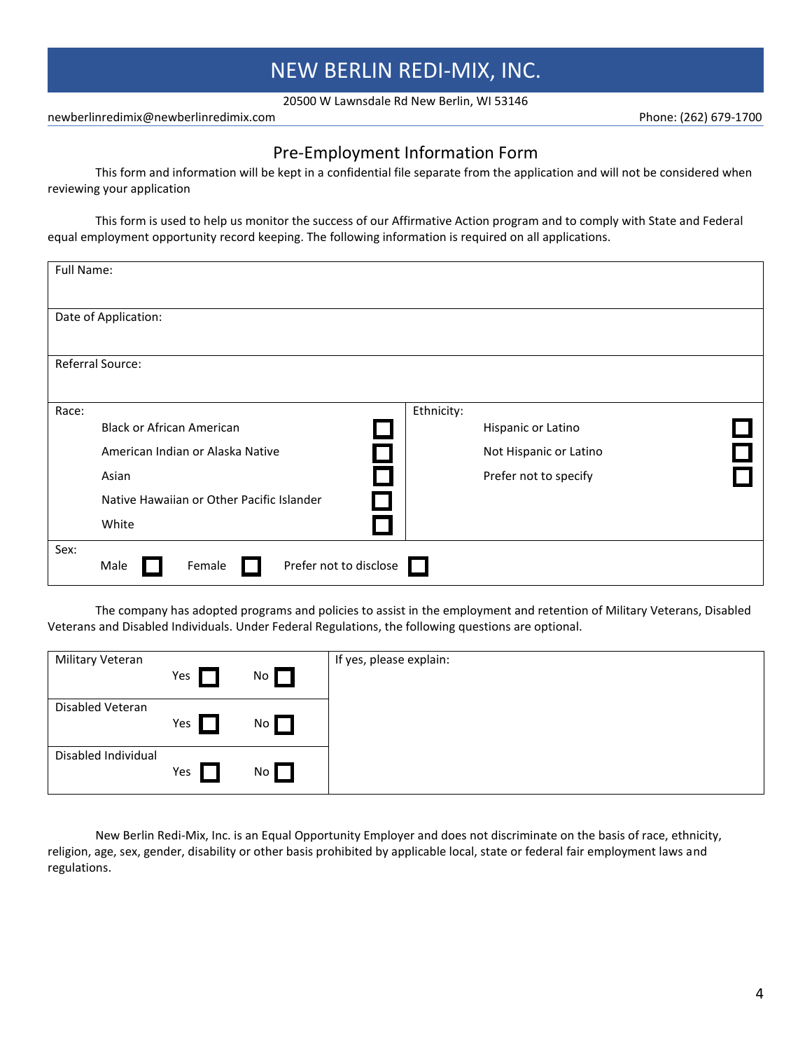# NEW BERLIN REDI-MIX, INC.

20500 W Lawnsdale Rd New Berlin, WI 53146

newberlinredimix@newberlinredimix.com Phone: (262) 679-1700

## Pre-Employment Information Form

This form and information will be kept in a confidential file separate from the application and will not be considered when reviewing your application

This form is used to help us monitor the success of our Affirmative Action program and to comply with State and Federal equal employment opportunity record keeping. The following information is required on all applications.

| | |
|---|---|
| Full Name: | |
| Date of Application: | |
| Referral Source: | |
| Race:<br>Black or African American ☐<br>American Indian or Alaska Native ☐<br>Asian ☐<br>Native Hawaiian or Other Pacific Islander ☐<br>White ☐ | Ethnicity:<br>Hispanic or Latino ☐<br>Not Hispanic or Latino ☐<br>Prefer not to specify ☐ |
| Sex:<br>Male ☐ Female ☐ Prefer not to disclose ☐ | |

The company has adopted programs and policies to assist in the employment and retention of Military Veterans, Disabled Veterans and Disabled Individuals. Under Federal Regulations, the following questions are optional.

| | | | |
|---|---|---|---|
| Military Veteran | Yes ☐ | No ☐ | If yes, please explain: |
| Disabled Veteran | Yes ☐ | No ☐ | |
| Disabled Individual | Yes ☐ | No ☐ | |

New Berlin Redi-Mix, Inc. is an Equal Opportunity Employer and does not discriminate on the basis of race, ethnicity, religion, age, sex, gender, disability or other basis prohibited by applicable local, state or federal fair employment laws and regulations.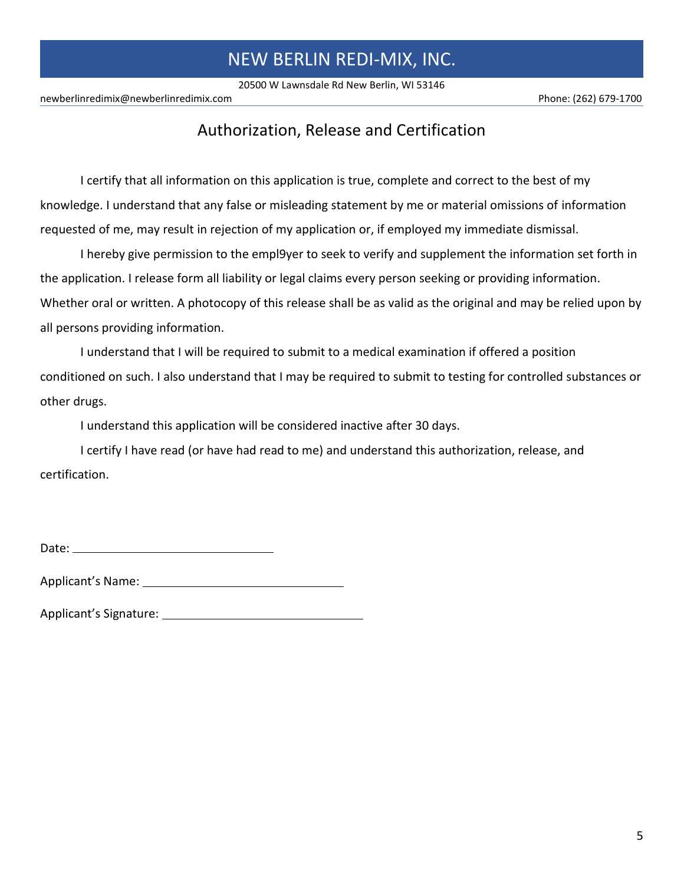# NEW BERLIN REDI-MIX, INC.

20500 W Lawnsdale Rd New Berlin, WI 53146

newberlinredimix@newberlinredimix.com Phone: (262) 679-1700

## Authorization, Release and Certification

I certify that all information on this application is true, complete and correct to the best of my knowledge. I understand that any false or misleading statement by me or material omissions of information requested of me, may result in rejection of my application or, if employed my immediate dismissal.

I hereby give permission to the empl9yer to seek to verify and supplement the information set forth in the application. I release form all liability or legal claims every person seeking or providing information. Whether oral or written. A photocopy of this release shall be as valid as the original and may be relied upon by all persons providing information.

I understand that I will be required to submit to a medical examination if offered a position conditioned on such. I also understand that I may be required to submit to testing for controlled substances or other drugs.

I understand this application will be considered inactive after 30 days.

I certify I have read (or have had read to me) and understand this authorization, release, and certification.

Date: ______________________________

Applicant's Name: ______________________________

Applicant's Signature: ______________________________